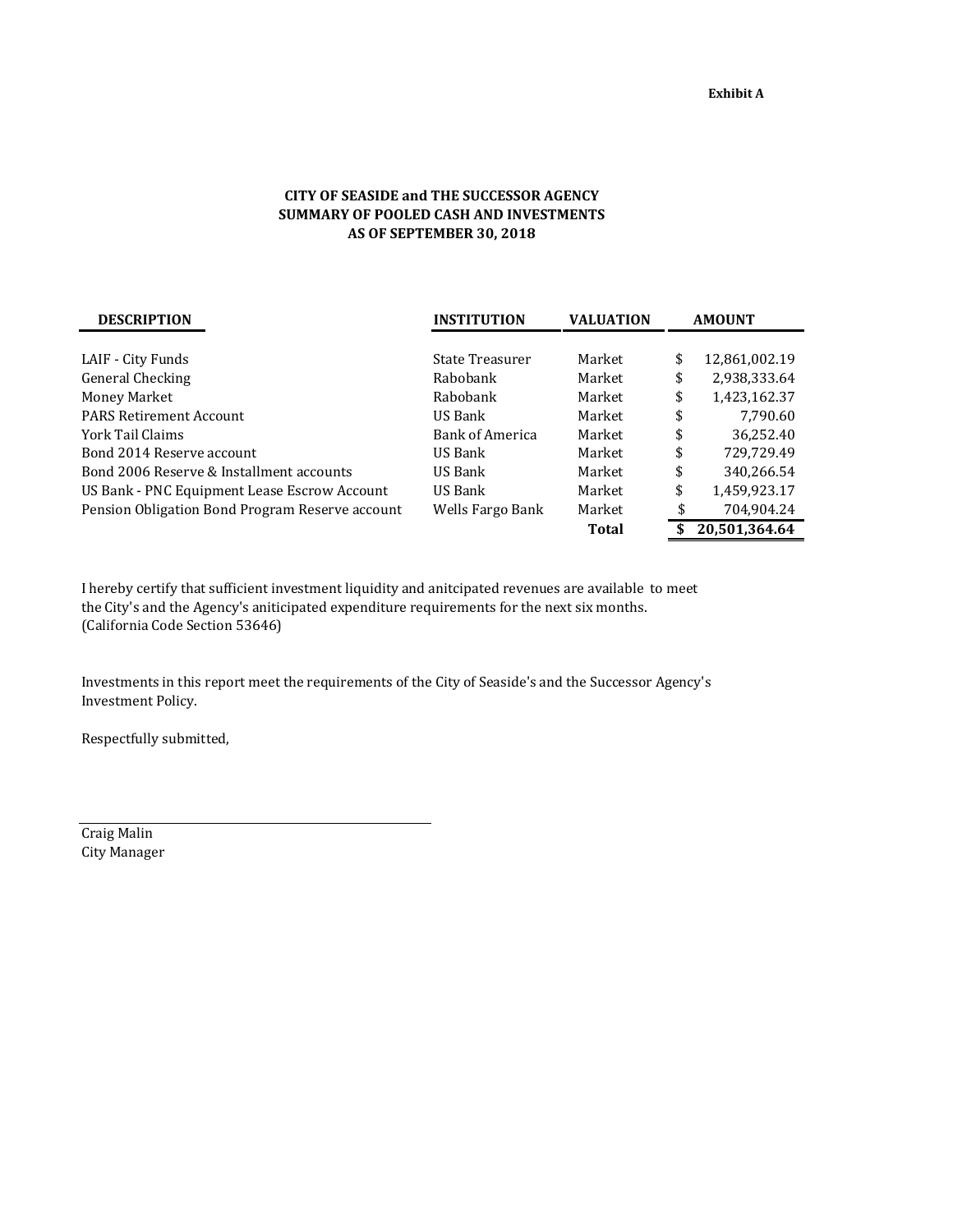Exhibit A

**CITY OF SEASIDE and THE SUCCESSOR AGENCY**
**SUMMARY OF POOLED CASH AND INVESTMENTS**
**AS OF SEPTEMBER 30, 2018**

| DESCRIPTION | INSTITUTION | VALUATION | AMOUNT |
|---|---|---|---|
| LAIF - City Funds | State Treasurer | Market | $ 12,861,002.19 |
| General Checking | Rabobank | Market | $ 2,938,333.64 |
| Money Market | Rabobank | Market | $ 1,423,162.37 |
| PARS Retirement Account | US Bank | Market | $ 7,790.60 |
| York Tail Claims | Bank of America | Market | $ 36,252.40 |
| Bond 2014 Reserve account | US Bank | Market | $ 729,729.49 |
| Bond 2006 Reserve & Installment accounts | US Bank | Market | $ 340,266.54 |
| US Bank - PNC Equipment Lease Escrow Account | US Bank | Market | $ 1,459,923.17 |
| Pension Obligation Bond Program Reserve account | Wells Fargo Bank | Market | $ 704,904.24 |
| | | **Total** | **$ 20,501,364.64** |

I hereby certify that sufficient investment liquidity and anitcipated revenues are available to meet the City's and the Agency's aniticipated expenditure requirements for the next six months. (California Code Section 53646)

Investments in this report meet the requirements of the City of Seaside's and the Successor Agency's Investment Policy.

Respectfully submitted,

Craig Malin
City Manager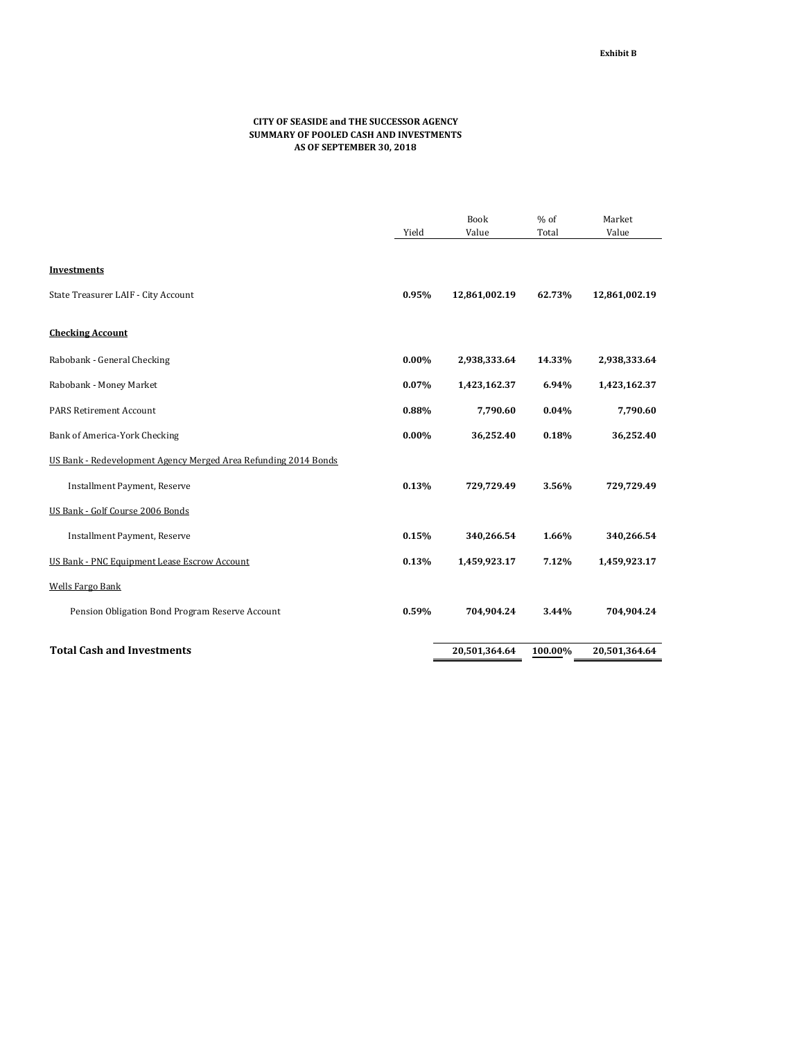Exhibit B

**CITY OF SEASIDE and THE SUCCESSOR AGENCY**
**SUMMARY OF POOLED CASH AND INVESTMENTS**
**AS OF SEPTEMBER 30, 2018**

| | Yield | Book Value | % of Total | Market Value |
|---|---|---|---|---|
| **Investments** | | | | |
| State Treasurer LAIF - City Account | **0.95%** | **12,861,002.19** | **62.73%** | **12,861,002.19** |
| **Checking Account** | | | | |
| Rabobank - General Checking | **0.00%** | **2,938,333.64** | **14.33%** | **2,938,333.64** |
| Rabobank - Money Market | **0.07%** | **1,423,162.37** | **6.94%** | **1,423,162.37** |
| PARS Retirement Account | **0.88%** | **7,790.60** | **0.04%** | **7,790.60** |
| Bank of America-York Checking | **0.00%** | **36,252.40** | **0.18%** | **36,252.40** |
| US Bank - Redevelopment Agency Merged Area Refunding 2014 Bonds | | | | |
| Installment Payment, Reserve | **0.13%** | **729,729.49** | **3.56%** | **729,729.49** |
| US Bank - Golf Course 2006 Bonds | | | | |
| Installment Payment, Reserve | **0.15%** | **340,266.54** | **1.66%** | **340,266.54** |
| US Bank - PNC Equipment Lease Escrow Account | **0.13%** | **1,459,923.17** | **7.12%** | **1,459,923.17** |
| Wells Fargo Bank | | | | |
| Pension Obligation Bond Program Reserve Account | **0.59%** | **704,904.24** | **3.44%** | **704,904.24** |
| **Total Cash and Investments** | | **20,501,364.64** | **100.00%** | **20,501,364.64** |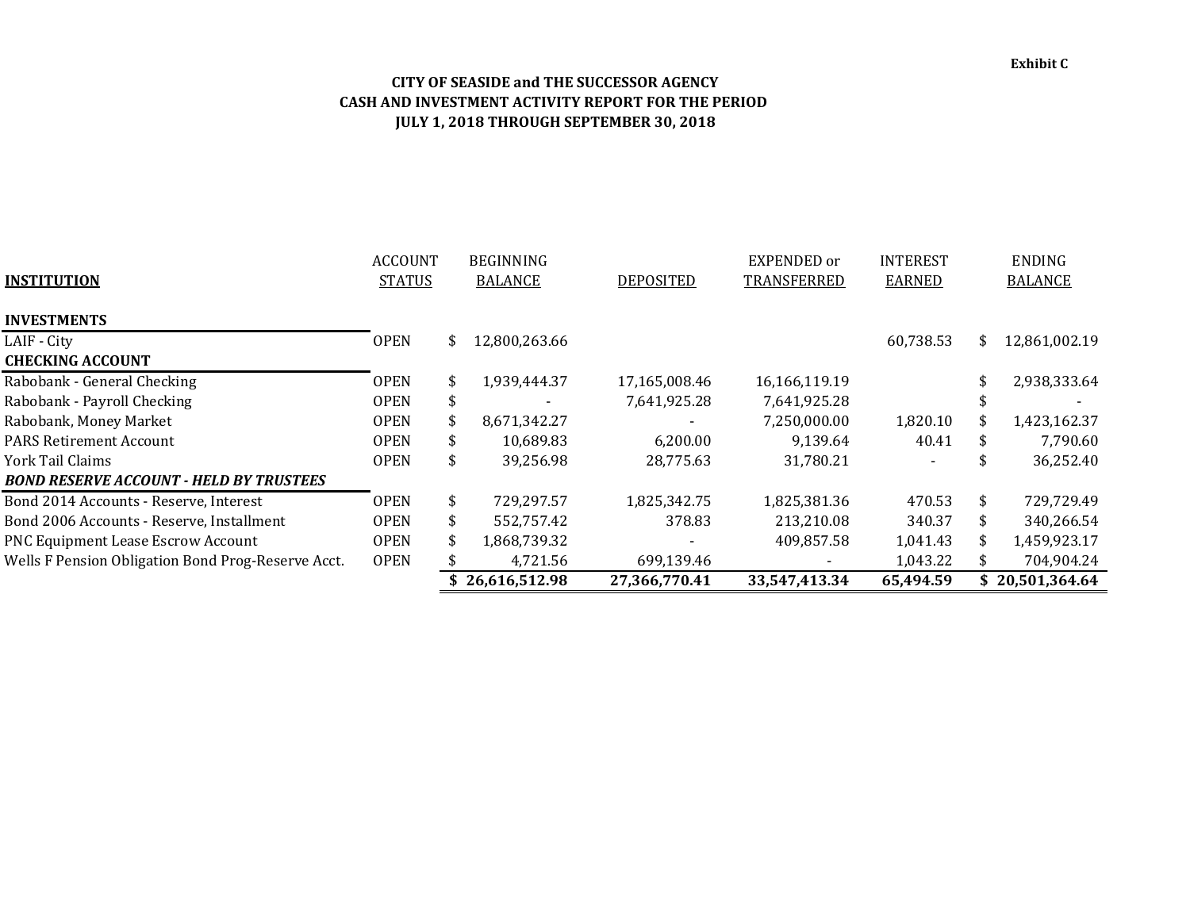Exhibit C

**CITY OF SEASIDE and THE SUCCESSOR AGENCY**
**CASH AND INVESTMENT ACTIVITY REPORT FOR THE PERIOD**
**JULY 1, 2018 THROUGH SEPTEMBER 30, 2018**

| INSTITUTION | ACCOUNT STATUS | BEGINNING BALANCE | DEPOSITED | EXPENDED or TRANSFERRED | INTEREST EARNED | ENDING BALANCE |
|---|---|---|---|---|---|---|
| **INVESTMENTS** | | | | | | |
| LAIF - City | OPEN | $ 12,800,263.66 | | | 60,738.53 | $ 12,861,002.19 |
| **CHECKING ACCOUNT** | | | | | | |
| Rabobank - General Checking | OPEN | $ 1,939,444.37 | 17,165,008.46 | 16,166,119.19 | | $ 2,938,333.64 |
| Rabobank - Payroll Checking | OPEN | $ - | 7,641,925.28 | 7,641,925.28 | | $ - |
| Rabobank, Money Market | OPEN | $ 8,671,342.27 | - | 7,250,000.00 | 1,820.10 | $ 1,423,162.37 |
| PARS Retirement Account | OPEN | $ 10,689.83 | 6,200.00 | 9,139.64 | 40.41 | $ 7,790.60 |
| York Tail Claims | OPEN | $ 39,256.98 | 28,775.63 | 31,780.21 | - | $ 36,252.40 |
| ***BOND RESERVE ACCOUNT - HELD BY TRUSTEES*** | | | | | | |
| Bond 2014 Accounts - Reserve, Interest | OPEN | $ 729,297.57 | 1,825,342.75 | 1,825,381.36 | 470.53 | $ 729,729.49 |
| Bond 2006 Accounts - Reserve, Installment | OPEN | $ 552,757.42 | 378.83 | 213,210.08 | 340.37 | $ 340,266.54 |
| PNC Equipment Lease Escrow Account | OPEN | $ 1,868,739.32 | - | 409,857.58 | 1,041.43 | $ 1,459,923.17 |
| Wells F Pension Obligation Bond Prog-Reserve Acct. | OPEN | $ 4,721.56 | 699,139.46 | - | 1,043.22 | $ 704,904.24 |
| | | **$ 26,616,512.98** | **27,366,770.41** | **33,547,413.34** | **65,494.59** | **$ 20,501,364.64** |